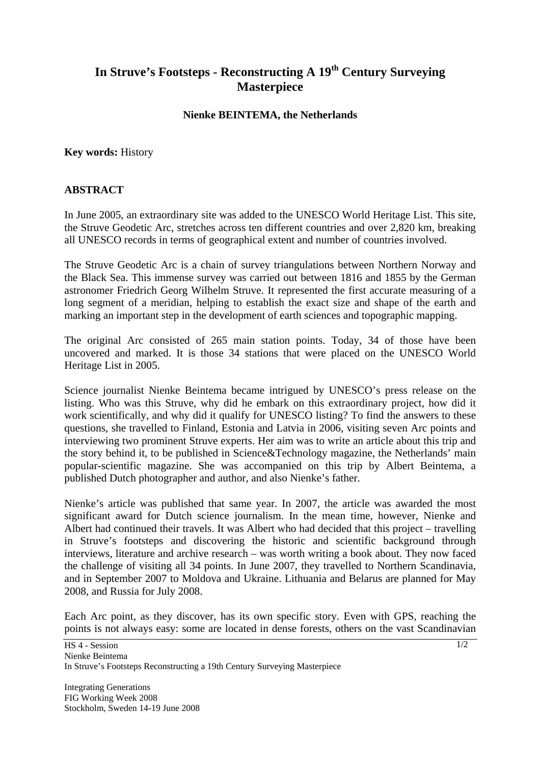# In Struve's Footsteps - Reconstructing A 19th Century Surveying Masterpiece

**Nienke BEINTEMA, the Netherlands**

**Key words:** History

## ABSTRACT

In June 2005, an extraordinary site was added to the UNESCO World Heritage List. This site, the Struve Geodetic Arc, stretches across ten different countries and over 2,820 km, breaking all UNESCO records in terms of geographical extent and number of countries involved.

The Struve Geodetic Arc is a chain of survey triangulations between Northern Norway and the Black Sea. This immense survey was carried out between 1816 and 1855 by the German astronomer Friedrich Georg Wilhelm Struve. It represented the first accurate measuring of a long segment of a meridian, helping to establish the exact size and shape of the earth and marking an important step in the development of earth sciences and topographic mapping.

The original Arc consisted of 265 main station points. Today, 34 of those have been uncovered and marked. It is those 34 stations that were placed on the UNESCO World Heritage List in 2005.

Science journalist Nienke Beintema became intrigued by UNESCO's press release on the listing. Who was this Struve, why did he embark on this extraordinary project, how did it work scientifically, and why did it qualify for UNESCO listing? To find the answers to these questions, she travelled to Finland, Estonia and Latvia in 2006, visiting seven Arc points and interviewing two prominent Struve experts. Her aim was to write an article about this trip and the story behind it, to be published in Science&Technology magazine, the Netherlands' main popular-scientific magazine. She was accompanied on this trip by Albert Beintema, a published Dutch photographer and author, and also Nienke's father.

Nienke's article was published that same year. In 2007, the article was awarded the most significant award for Dutch science journalism. In the mean time, however, Nienke and Albert had continued their travels. It was Albert who had decided that this project – travelling in Struve's footsteps and discovering the historic and scientific background through interviews, literature and archive research – was worth writing a book about. They now faced the challenge of visiting all 34 points. In June 2007, they travelled to Northern Scandinavia, and in September 2007 to Moldova and Ukraine. Lithuania and Belarus are planned for May 2008, and Russia for July 2008.

Each Arc point, as they discover, has its own specific story. Even with GPS, reaching the points is not always easy: some are located in dense forests, others on the vast Scandinavian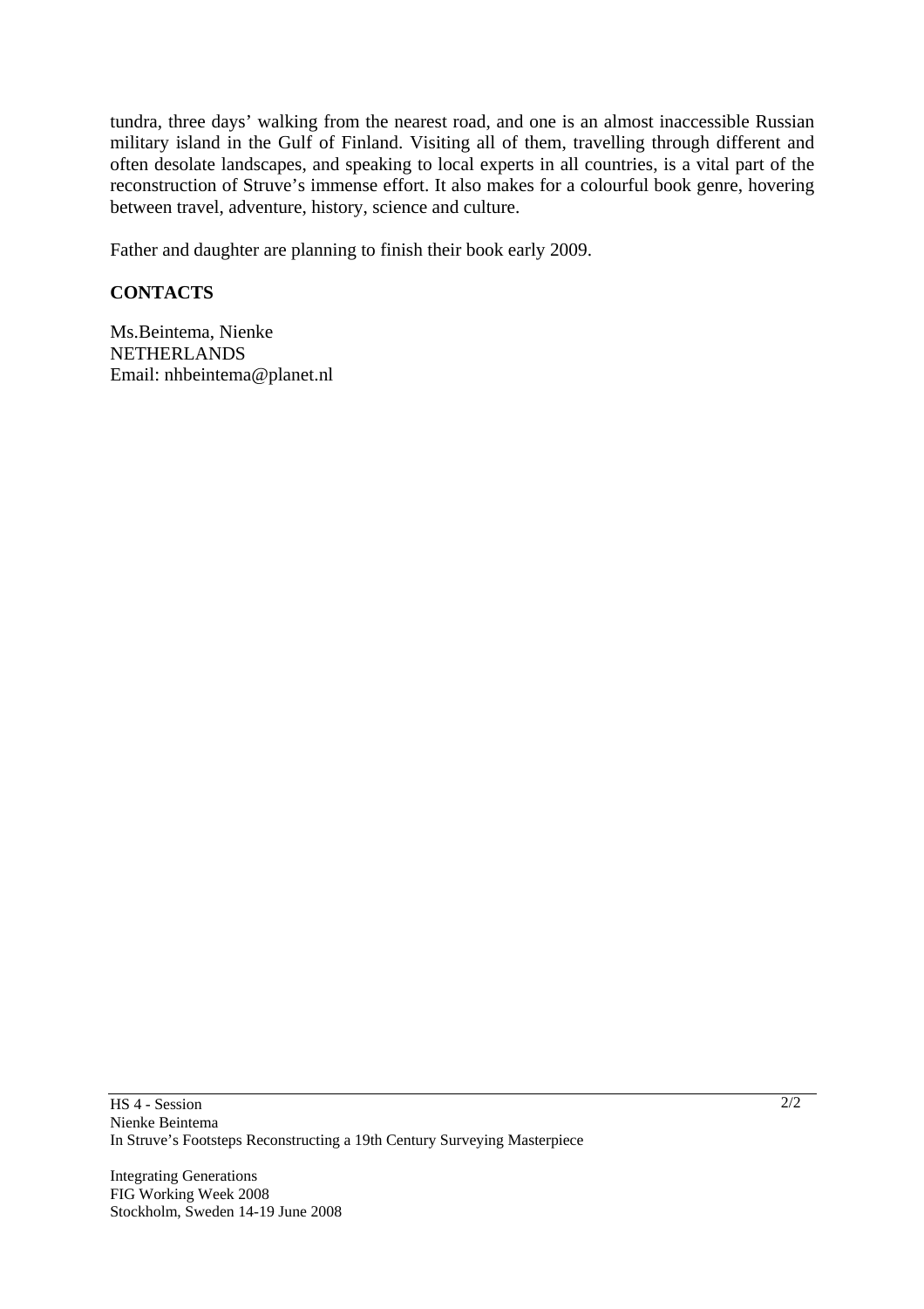tundra, three days' walking from the nearest road, and one is an almost inaccessible Russian military island in the Gulf of Finland. Visiting all of them, travelling through different and often desolate landscapes, and speaking to local experts in all countries, is a vital part of the reconstruction of Struve's immense effort. It also makes for a colourful book genre, hovering between travel, adventure, history, science and culture.

Father and daughter are planning to finish their book early 2009.

## CONTACTS

Ms.Beintema, Nienke  
NETHERLANDS  
Email: nhbeintema@planet.nl